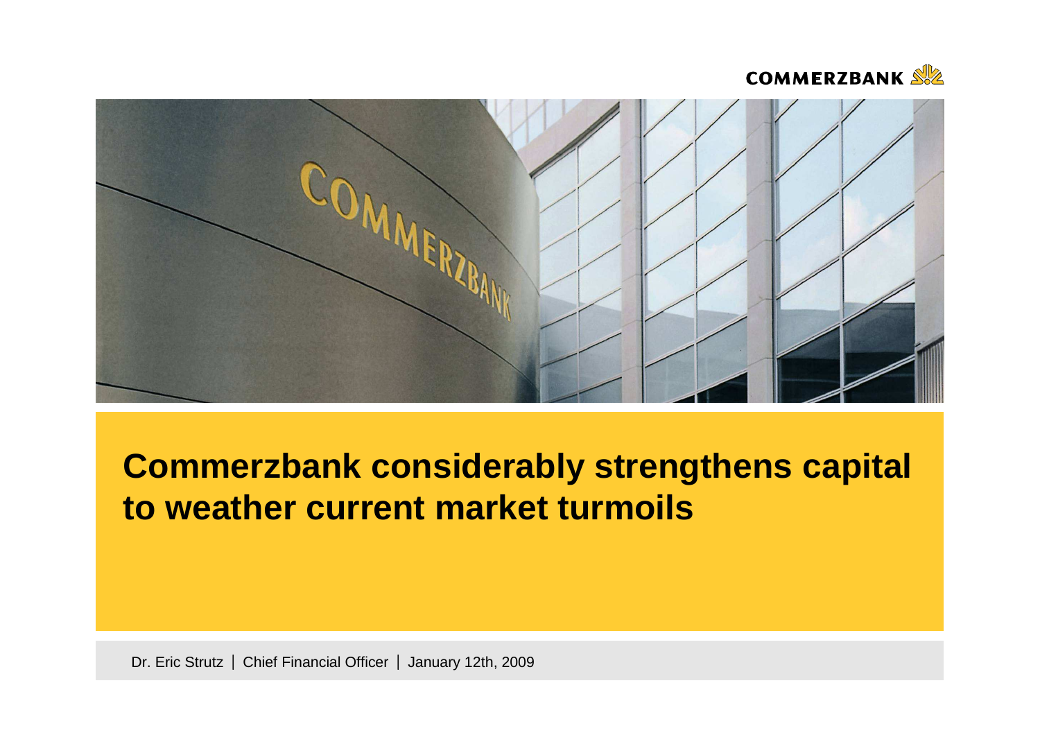COMMERZBANK

# Commerzbank considerably strengthens capital to weather current market turmoils

Dr. Eric Strutz | Chief Financial Officer | January 12th, 2009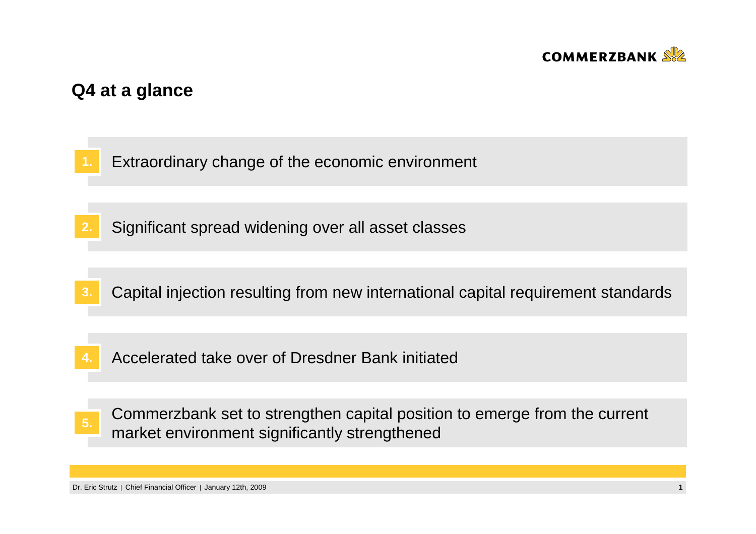## Q4 at a glance

1. Extraordinary change of the economic environment

2. Significant spread widening over all asset classes

3. Capital injection resulting from new international capital requirement standards

4. Accelerated take over of Dresdner Bank initiated

5. Commerzbank set to strengthen capital position to emerge from the current market environment significantly strengthened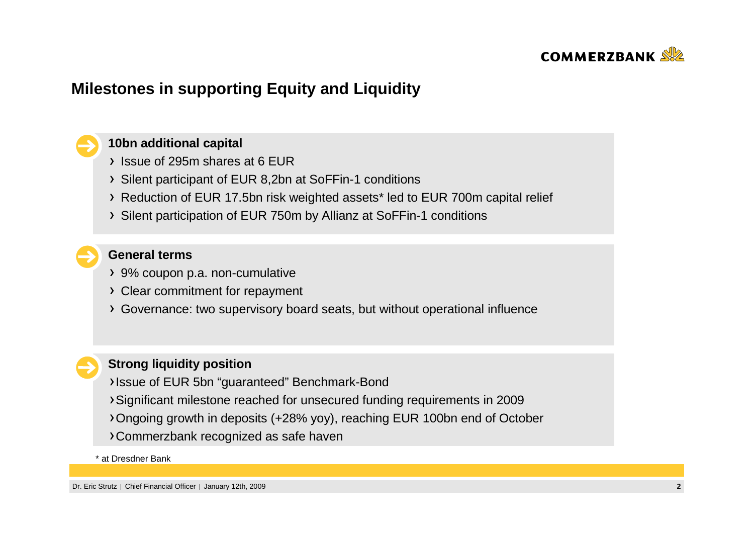# Milestones in supporting Equity and Liquidity

### 10bn additional capital

- Issue of 295m shares at 6 EUR
- Silent participant of EUR 8,2bn at SoFFin-1 conditions
- Reduction of EUR 17.5bn risk weighted assets* led to EUR 700m capital relief
- Silent participation of EUR 750m by Allianz at SoFFin-1 conditions

### General terms

- 9% coupon p.a. non-cumulative
- Clear commitment for repayment
- Governance: two supervisory board seats, but without operational influence

### Strong liquidity position

- Issue of EUR 5bn “guaranteed” Benchmark-Bond
- Significant milestone reached for unsecured funding requirements in 2009
- Ongoing growth in deposits (+28% yoy), reaching EUR 100bn end of October
- Commerzbank recognized as safe haven

* at Dresdner Bank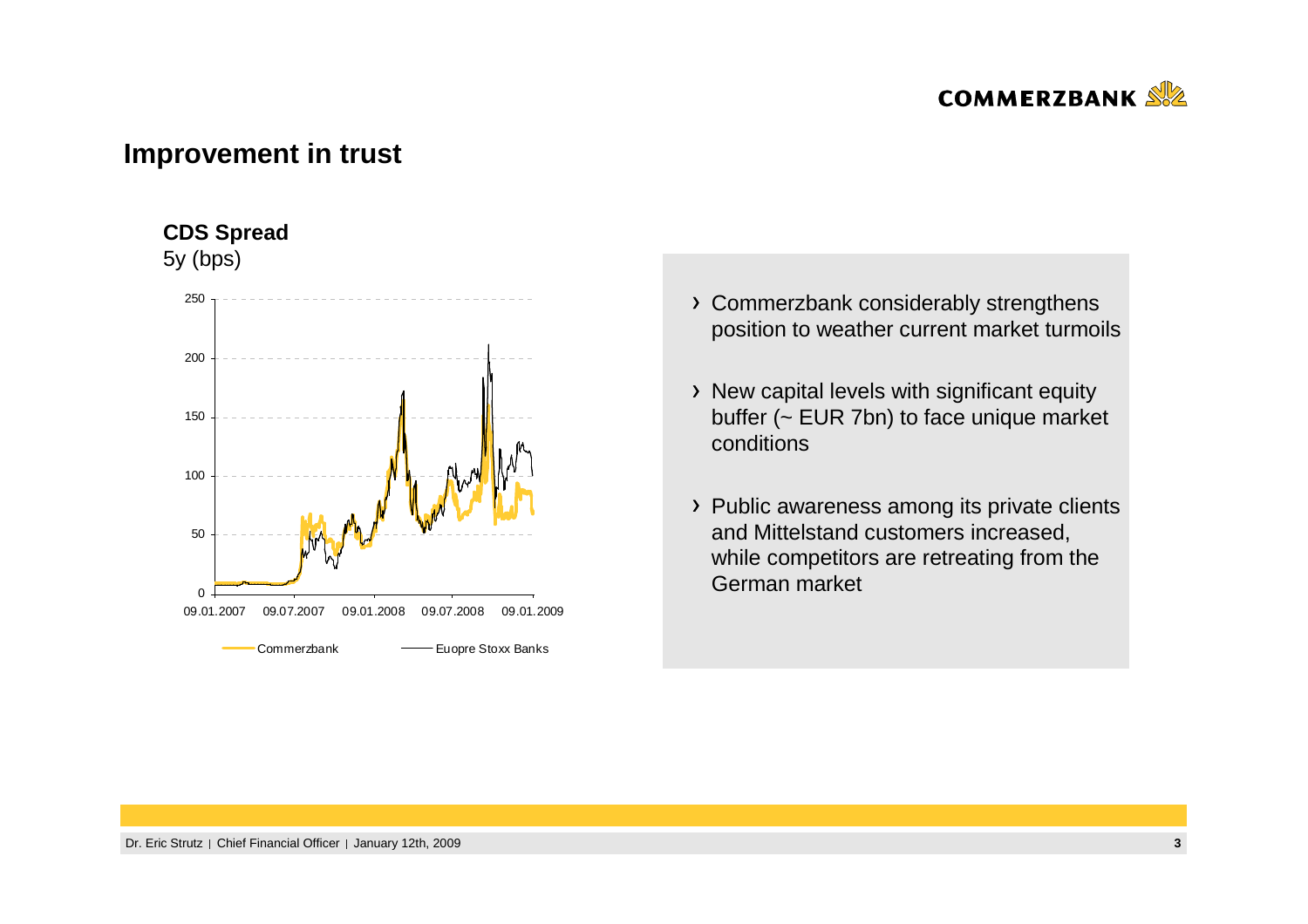## Improvement in trust

**CDS Spread**
5y (bps)

- Commerzbank considerably strengthens position to weather current market turmoils
- New capital levels with significant equity buffer (~ EUR 7bn) to face unique market conditions
- Public awareness among its private clients and Mittelstand customers increased, while competitors are retreating from the German market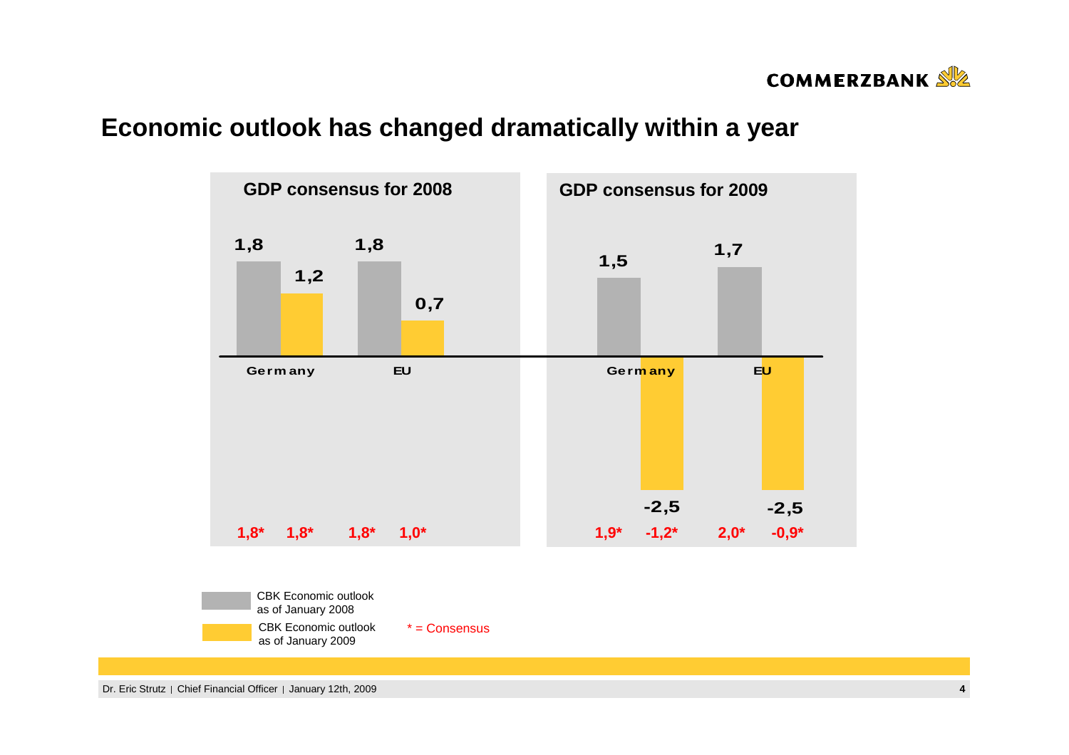# Economic outlook has changed dramatically within a year

**GDP consensus for 2008**

| | CBK Economic outlook as of January 2008 | CBK Economic outlook as of January 2009 |
|---|---|---|
| Germany | 1,8 | 1,2 |
| EU | 1,8 | 0,7 |
| Consensus Germany | 1,8* | 1,8* |
| Consensus EU | 1,8* | 1,0* |

**GDP consensus for 2009**

| | CBK Economic outlook as of January 2008 | CBK Economic outlook as of January 2009 |
|---|---|---|
| Germany | 1,5 | -2,5 |
| EU | 1,7 | -2,5 |
| Consensus Germany | 1,9* | -1,2* |
| Consensus EU | 2,0* | -0,9* |

CBK Economic outlook as of January 2008

CBK Economic outlook as of January 2009

* = Consensus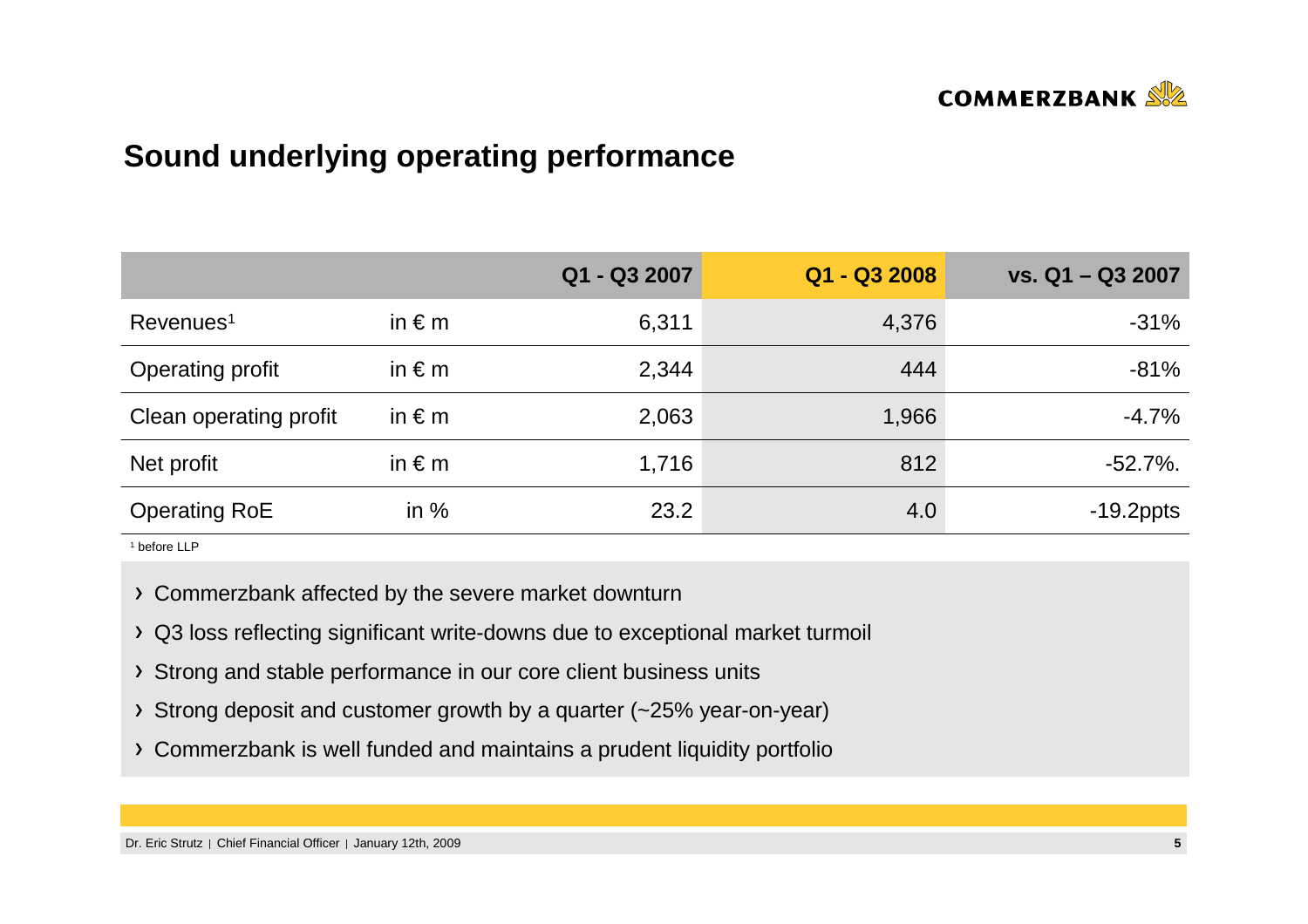## Sound underlying operating performance

| | | Q1 - Q3 2007 | Q1 - Q3 2008 | vs. Q1 – Q3 2007 |
|---|---|---|---|---|
| Revenues[1] | in € m | 6,311 | 4,376 | -31% |
| Operating profit | in € m | 2,344 | 444 | -81% |
| Clean operating profit | in € m | 2,063 | 1,966 | -4.7% |
| Net profit | in € m | 1,716 | 812 | -52.7%. |
| Operating RoE | in % | 23.2 | 4.0 | -19.2ppts |

[1] before LLP

- Commerzbank affected by the severe market downturn
- Q3 loss reflecting significant write-downs due to exceptional market turmoil
- Strong and stable performance in our core client business units
- Strong deposit and customer growth by a quarter (~25% year-on-year)
- Commerzbank is well funded and maintains a prudent liquidity portfolio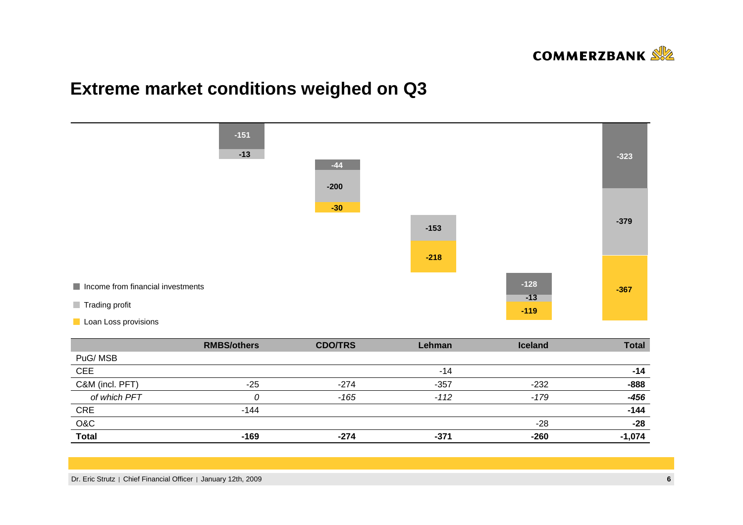# Extreme market conditions weighed on Q3

|  | RMBS/others | CDO/TRS | Lehman | Iceland | Total |
|---|---|---|---|---|---|
| Income from financial investments | -151 | -44 |  | -128 | -323 |
| Trading profit | -13 | -200 | -153 | -13 | -379 |
| Loan Loss provisions |  | -30 | -218 | -119 | -367 |

|  | RMBS/others | CDO/TRS | Lehman | Iceland | Total |
|---|---|---|---|---|---|
| PuG/ MSB |  |  |  |  |  |
| CEE |  |  | -14 |  | **-14** |
| C&M (incl. PFT) | -25 | -274 | -357 | -232 | **-888** |
| *of which PFT* | *0* | *-165* | *-112* | *-179* | ***-456*** |
| CRE | -144 |  |  |  | **-144** |
| O&C |  |  |  | -28 | **-28** |
| **Total** | **-169** | **-274** | **-371** | **-260** | **-1,074** |

Dr. Eric Strutz | Chief Financial Officer | January 12th, 2009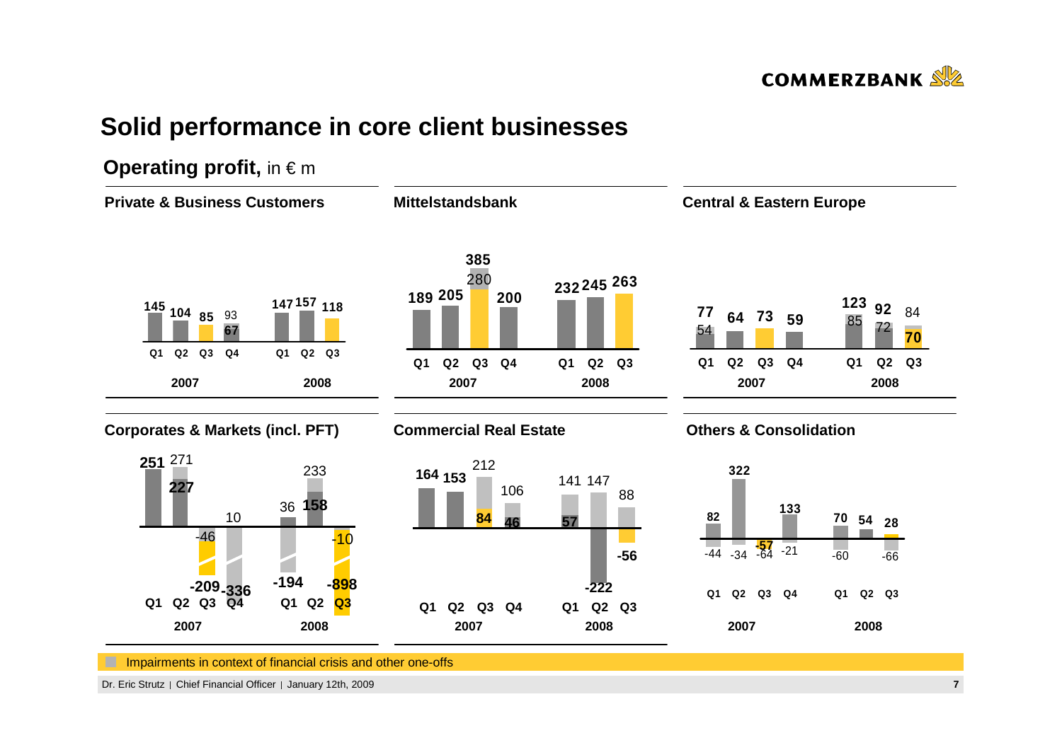# Solid performance in core client businesses

## Operating profit, in € m

### Private & Business Customers

| | 2007 Q1 | 2007 Q2 | 2007 Q3 | 2007 Q4 | 2008 Q1 | 2008 Q2 | 2008 Q3 |
|---|---|---|---|---|---|---|---|
| Operating profit | 145 | 104 | 85 | 67 (93) | 147 | 157 | 118 |

### Mittelstandsbank

| | 2007 Q1 | 2007 Q2 | 2007 Q3 | 2007 Q4 | 2008 Q1 | 2008 Q2 | 2008 Q3 |
|---|---|---|---|---|---|---|---|
| Operating profit | 189 | 205 | 385 (280) | 200 | 232 | 245 | 263 |

### Central & Eastern Europe

| | 2007 Q1 | 2007 Q2 | 2007 Q3 | 2007 Q4 | 2008 Q1 | 2008 Q2 | 2008 Q3 |
|---|---|---|---|---|---|---|---|
| Operating profit | 77 (54) | 64 | 73 | 59 | 123 (85) | 92 (72) | 70 (84) |

### Corporates & Markets (incl. PFT)

| | 2007 Q1 | 2007 Q2 | 2007 Q3 | 2007 Q4 | 2008 Q1 | 2008 Q2 | 2008 Q3 |
|---|---|---|---|---|---|---|---|
| Operating profit | 251 | 227 (271) | -209 (-46) | -336 (10) | -194 (36) | 158 (233) | -898 (-10) |

### Commercial Real Estate

| | 2007 Q1 | 2007 Q2 | 2007 Q3 | 2007 Q4 | 2008 Q1 | 2008 Q2 | 2008 Q3 |
|---|---|---|---|---|---|---|---|
| Operating profit | 164 | 153 | 84 (212) | 46 (106) | 57 (141) | -222 (147) | -56 (88) |

### Others & Consolidation

| | 2007 Q1 | 2007 Q2 | 2007 Q3 | 2007 Q4 | 2008 Q1 | 2008 Q2 | 2008 Q3 |
|---|---|---|---|---|---|---|---|
| Operating profit | 82 (-44) | 322 (-34) | -57 (-64) | 133 (-21) | 70 (-60) | 54 | 28 (-66) |

Impairments in context of financial crisis and other one-offs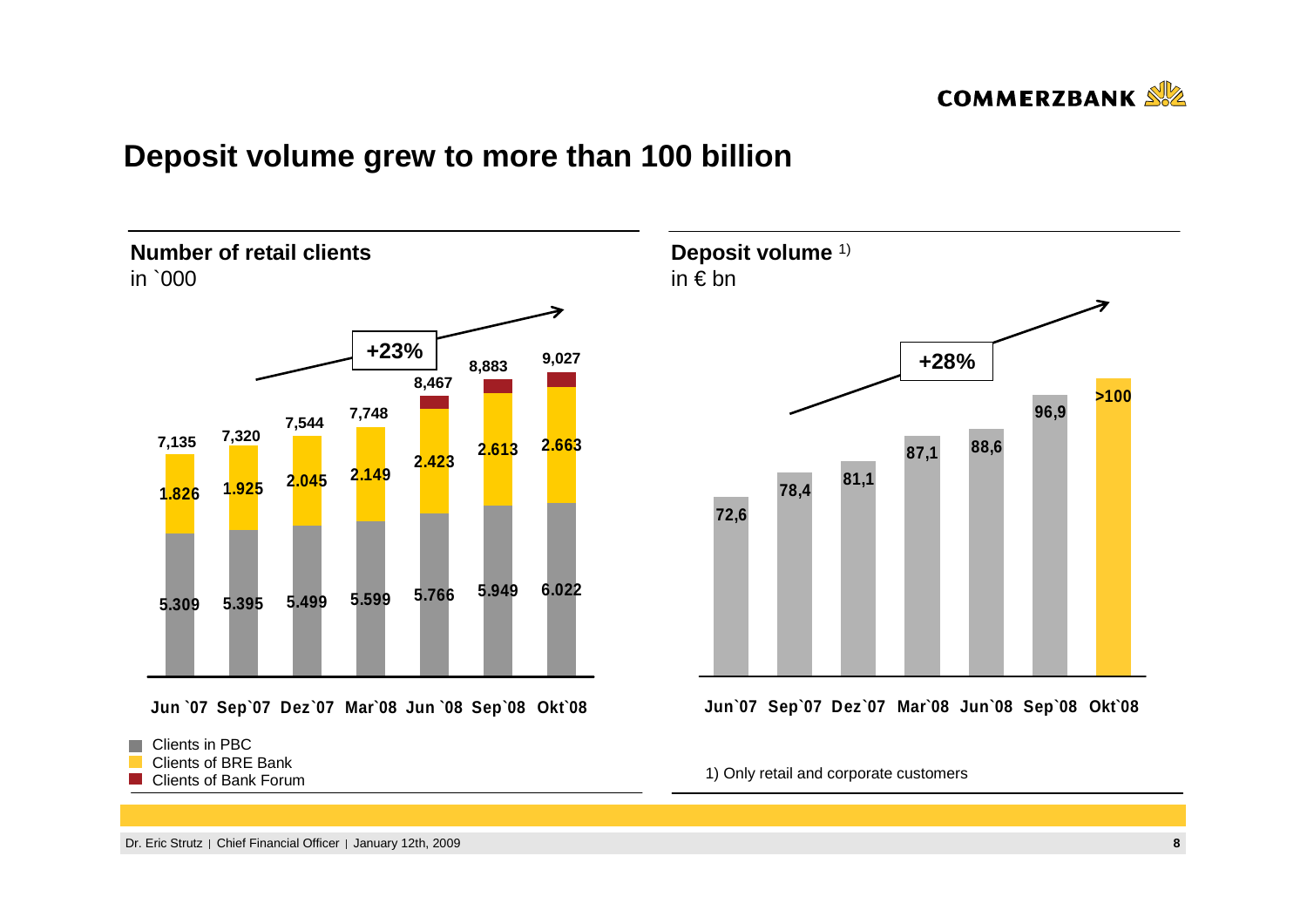# Deposit volume grew to more than 100 billion

## Number of retail clients

in `000

**+23%**

|  | Jun `07 | Sep`07 | Dez`07 | Mar`08 | Jun `08 | Sep`08 | Okt`08 |
|---|---|---|---|---|---|---|---|
| Total | 7,135 | 7,320 | 7,544 | 7,748 | 8,467 | 8,883 | 9,027 |
| Clients of BRE Bank | 1.826 | 1.925 | 2.045 | 2.149 | 2.423 | 2.613 | 2.663 |
| Clients in PBC | 5.309 | 5.395 | 5.499 | 5.599 | 5.766 | 5.949 | 6.022 |

- Clients in PBC
- Clients of BRE Bank
- Clients of Bank Forum

## Deposit volume [1)]

in € bn

**+28%**

| Jun`07 | Sep`07 | Dez`07 | Mar`08 | Jun`08 | Sep`08 | Okt`08 |
|---|---|---|---|---|---|---|
| 72,6 | 78,4 | 81,1 | 87,1 | 88,6 | 96,9 | >100 |

1) Only retail and corporate customers

Dr. Eric Strutz | Chief Financial Officer | January 12th, 2009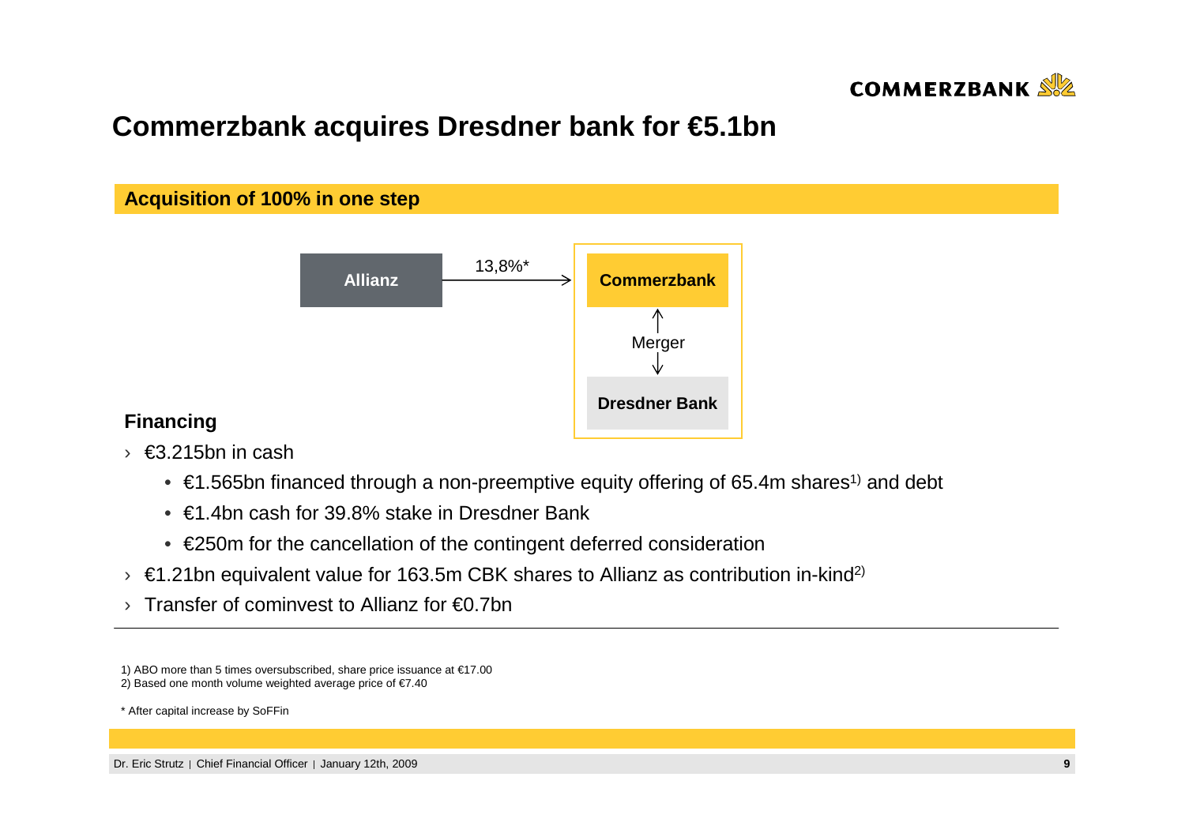# Commerzbank acquires Dresdner bank for €5.1bn

## Acquisition of 100% in one step

Allianz → 13,8%* → Commerzbank

Commerzbank ↔ Merger ↔ Dresdner Bank

### Financing

- €3.215bn in cash
  - €1.565bn financed through a non-preemptive equity offering of 65.4m shares[1] and debt
  - €1.4bn cash for 39.8% stake in Dresdner Bank
  - €250m for the cancellation of the contingent deferred consideration
- €1.21bn equivalent value for 163.5m CBK shares to Allianz as contribution in-kind[2]
- Transfer of cominvest to Allianz for €0.7bn

---

1) ABO more than 5 times oversubscribed, share price issuance at €17.00
2) Based one month volume weighted average price of €7.40

* After capital increase by SoFFin

Dr. Eric Strutz | Chief Financial Officer | January 12th, 2009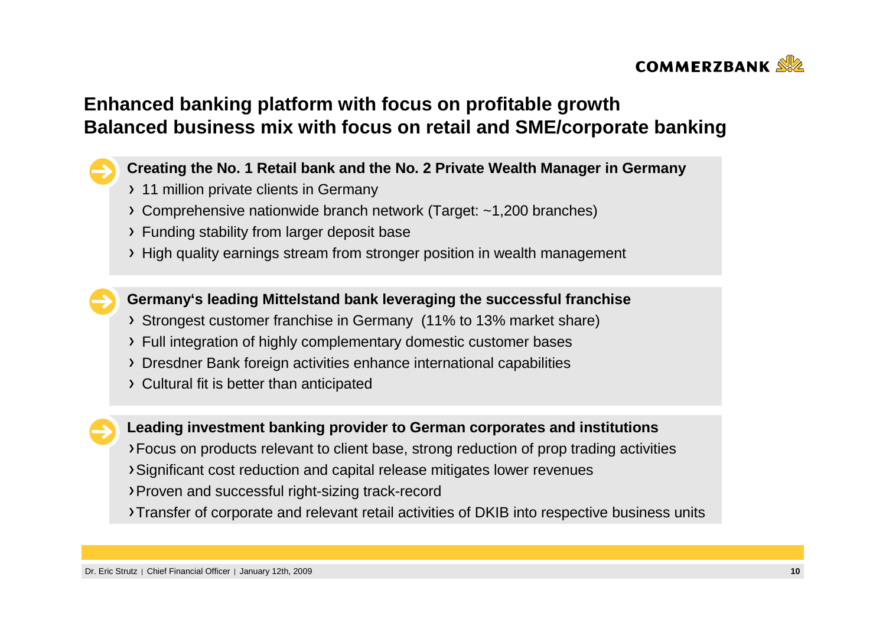# Enhanced banking platform with focus on profitable growth
# Balanced business mix with focus on retail and SME/corporate banking

**Creating the No. 1 Retail bank and the No. 2 Private Wealth Manager in Germany**

- 11 million private clients in Germany
- Comprehensive nationwide branch network (Target: ~1,200 branches)
- Funding stability from larger deposit base
- High quality earnings stream from stronger position in wealth management

**Germany's leading Mittelstand bank leveraging the successful franchise**

- Strongest customer franchise in Germany (11% to 13% market share)
- Full integration of highly complementary domestic customer bases
- Dresdner Bank foreign activities enhance international capabilities
- Cultural fit is better than anticipated

**Leading investment banking provider to German corporates and institutions**

- Focus on products relevant to client base, strong reduction of prop trading activities
- Significant cost reduction and capital release mitigates lower revenues
- Proven and successful right-sizing track-record
- Transfer of corporate and relevant retail activities of DKIB into respective business units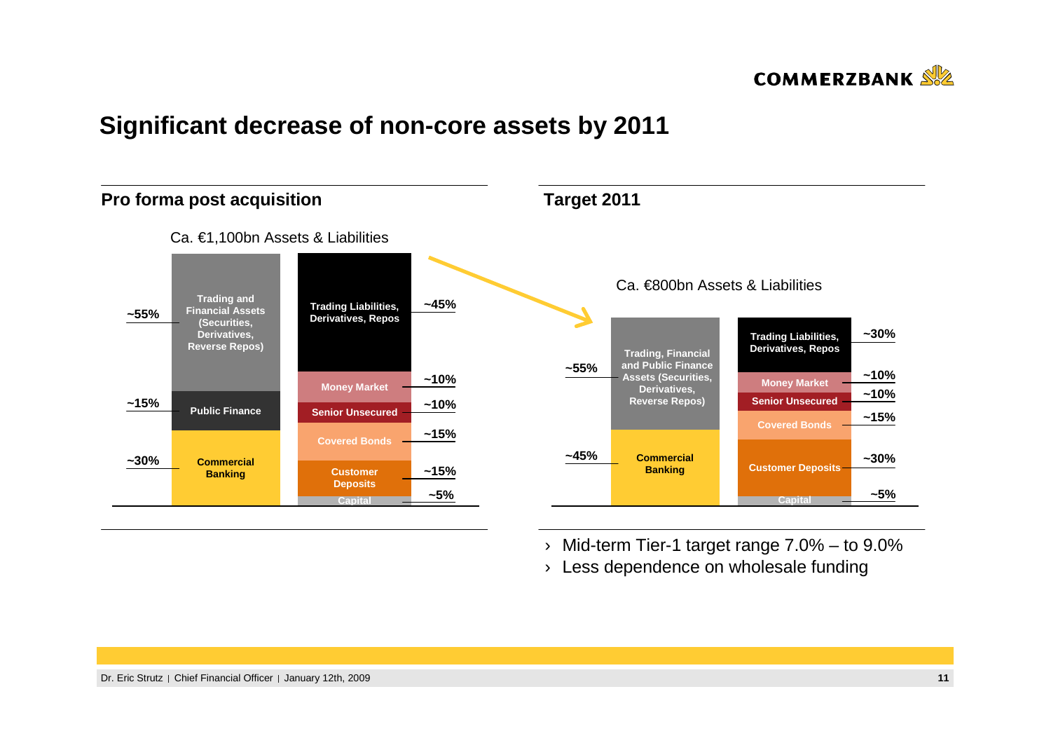# Significant decrease of non-core assets by 2011

## Pro forma post acquisition

Ca. €1,100bn Assets & Liabilities

| Assets | Share | Liabilities | Share |
| --- | --- | --- | --- |
| Trading and Financial Assets (Securities, Derivatives, Reverse Repos) | ~55% | Trading Liabilities, Derivatives, Repos | ~45% |
| Public Finance | ~15% | Money Market | ~10% |
| Commercial Banking | ~30% | Senior Unsecured | ~10% |
| | | Covered Bonds | ~15% |
| | | Customer Deposits | ~15% |
| | | Capital | ~5% |

## Target 2011

Ca. €800bn Assets & Liabilities

| Assets | Share | Liabilities | Share |
| --- | --- | --- | --- |
| Trading, Financial and Public Finance Assets (Securities, Derivatives, Reverse Repos) | ~55% | Trading Liabilities, Derivatives, Repos | ~30% |
| Commercial Banking | ~45% | Money Market | ~10% |
| | | Senior Unsecured | ~10% |
| | | Covered Bonds | ~15% |
| | | Customer Deposits | ~30% |
| | | Capital | ~5% |

- Mid-term Tier-1 target range 7.0% – to 9.0%
- Less dependence on wholesale funding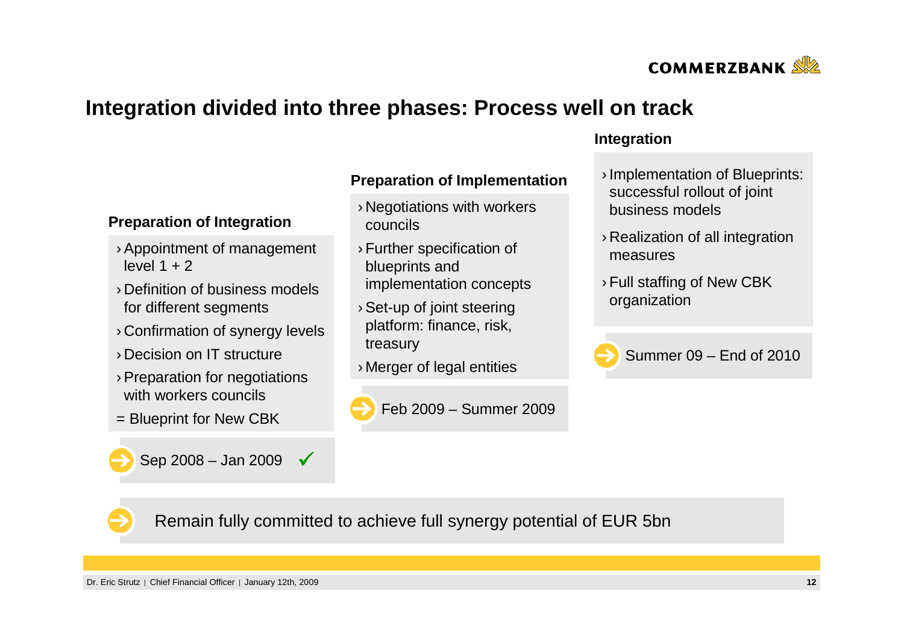# Integration divided into three phases: Process well on track

### Preparation of Integration

- Appointment of management level 1 + 2
- Definition of business models for different segments
- Confirmation of synergy levels
- Decision on IT structure
- Preparation for negotiations with workers councils

= Blueprint for New CBK

Sep 2008 – Jan 2009 ✓

### Preparation of Implementation

- Negotiations with workers councils
- Further specification of blueprints and implementation concepts
- Set-up of joint steering platform: finance, risk, treasury
- Merger of legal entities

Feb 2009 – Summer 2009

### Integration

- Implementation of Blueprints: successful rollout of joint business models
- Realization of all integration measures
- Full staffing of New CBK organization

Summer 09 – End of 2010

Remain fully committed to achieve full synergy potential of EUR 5bn

Dr. Eric Strutz | Chief Financial Officer | January 12th, 2009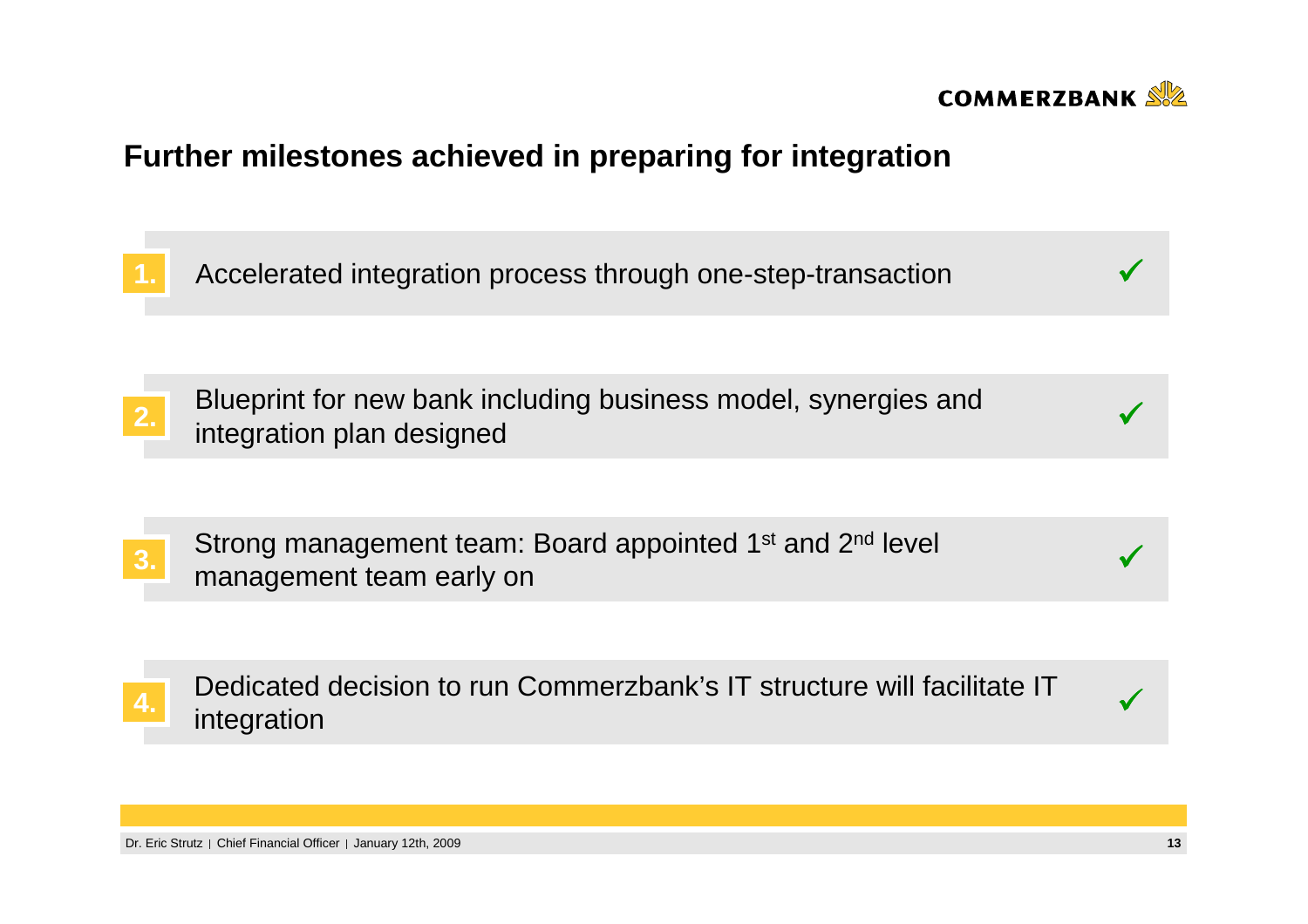## Further milestones achieved in preparing for integration

1. Accelerated integration process through one-step-transaction ✓

2. Blueprint for new bank including business model, synergies and integration plan designed ✓

3. Strong management team: Board appointed 1st and 2nd level management team early on ✓

4. Dedicated decision to run Commerzbank's IT structure will facilitate IT integration ✓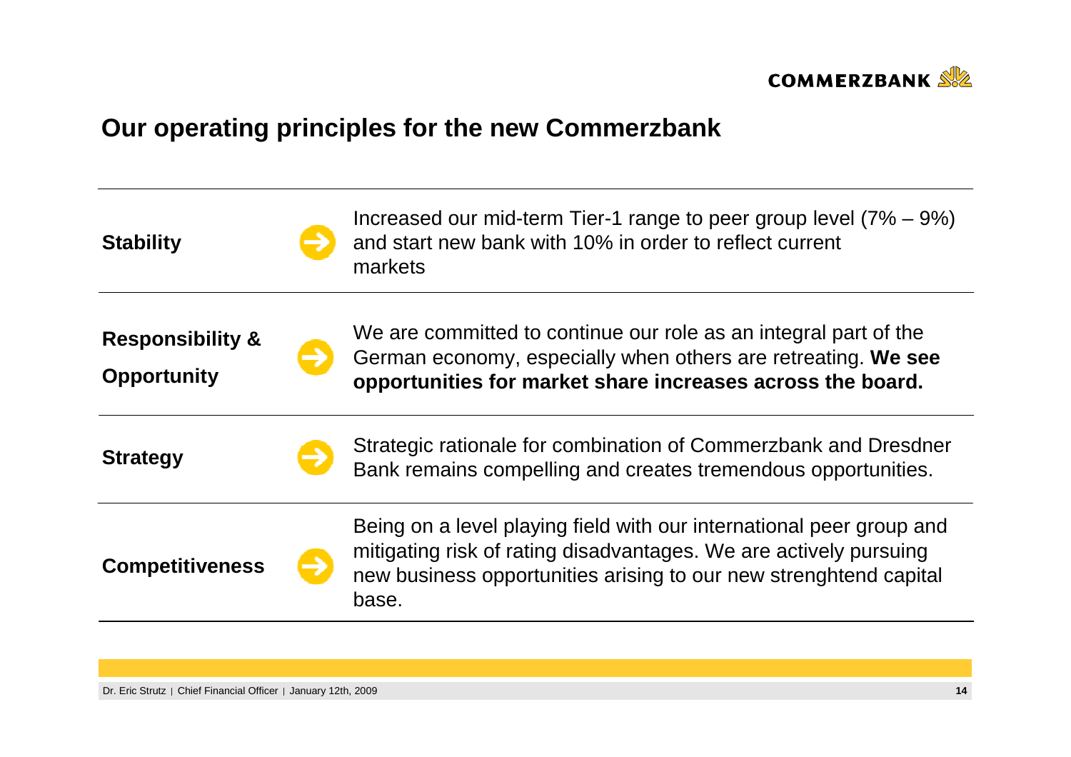# Our operating principles for the new Commerzbank

| | |
|---|---|
| **Stability** | Increased our mid-term Tier-1 range to peer group level (7% – 9%) and start new bank with 10% in order to reflect current markets |
| **Responsibility & Opportunity** | We are committed to continue our role as an integral part of the German economy, especially when others are retreating. **We see opportunities for market share increases across the board.** |
| **Strategy** | Strategic rationale for combination of Commerzbank and Dresdner Bank remains compelling and creates tremendous opportunities. |
| **Competitiveness** | Being on a level playing field with our international peer group and mitigating risk of rating disadvantages. We are actively pursuing new business opportunities arising to our new strenghtend capital base. |

Dr. Eric Strutz | Chief Financial Officer | January 12th, 2009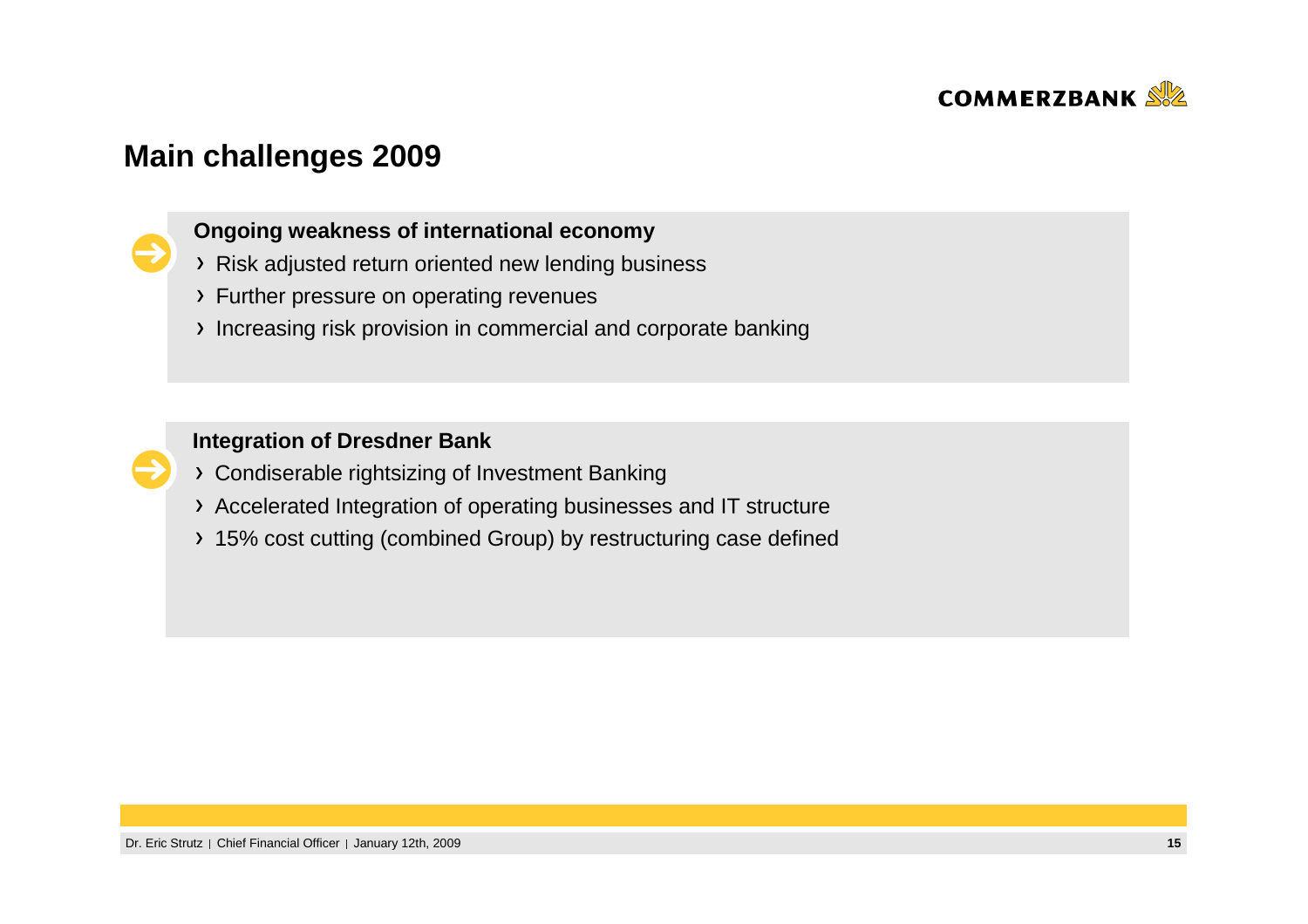# Main challenges 2009

**Ongoing weakness of international economy**

- Risk adjusted return oriented new lending business
- Further pressure on operating revenues
- Increasing risk provision in commercial and corporate banking

**Integration of Dresdner Bank**

- Condiserable rightsizing of Investment Banking
- Accelerated Integration of operating businesses and IT structure
- 15% cost cutting (combined Group) by restructuring case defined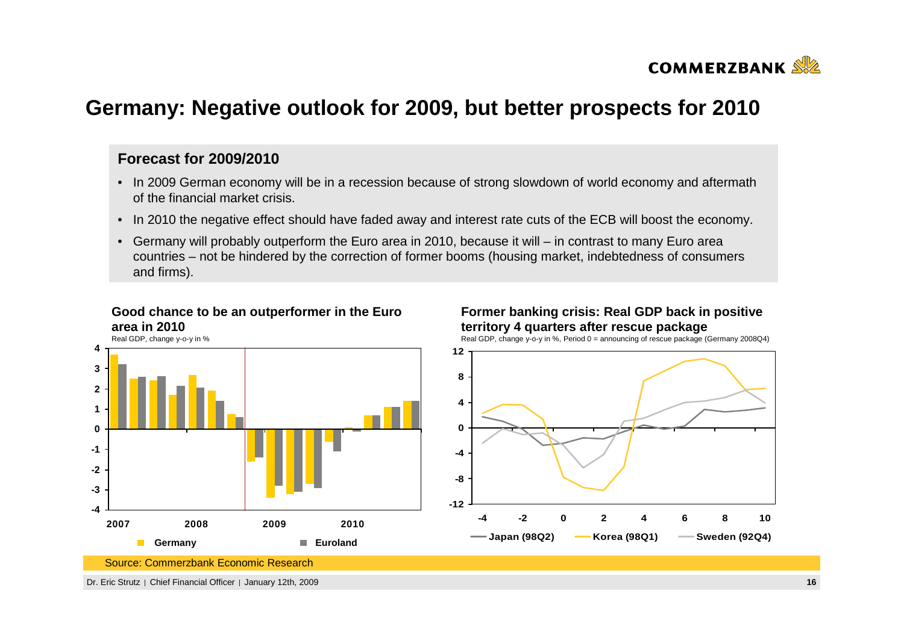# Germany: Negative outlook for 2009, but better prospects for 2010

### Forecast for 2009/2010

- In 2009 German economy will be in a recession because of strong slowdown of world economy and aftermath of the financial market crisis.
- In 2010 the negative effect should have faded away and interest rate cuts of the ECB will boost the economy.
- Germany will probably outperform the Euro area in 2010, because it will – in contrast to many Euro area countries – not be hindered by the correction of former booms (housing market, indebtedness of consumers and firms).

**Good chance to be an outperformer in the Euro area in 2010**

Real GDP, change y-o-y in %

**Former banking crisis: Real GDP back in positive territory 4 quarters after rescue package**

Real GDP, change y-o-y in %, Period 0 = announcing of rescue package (Germany 2008Q4)

Source: Commerzbank Economic Research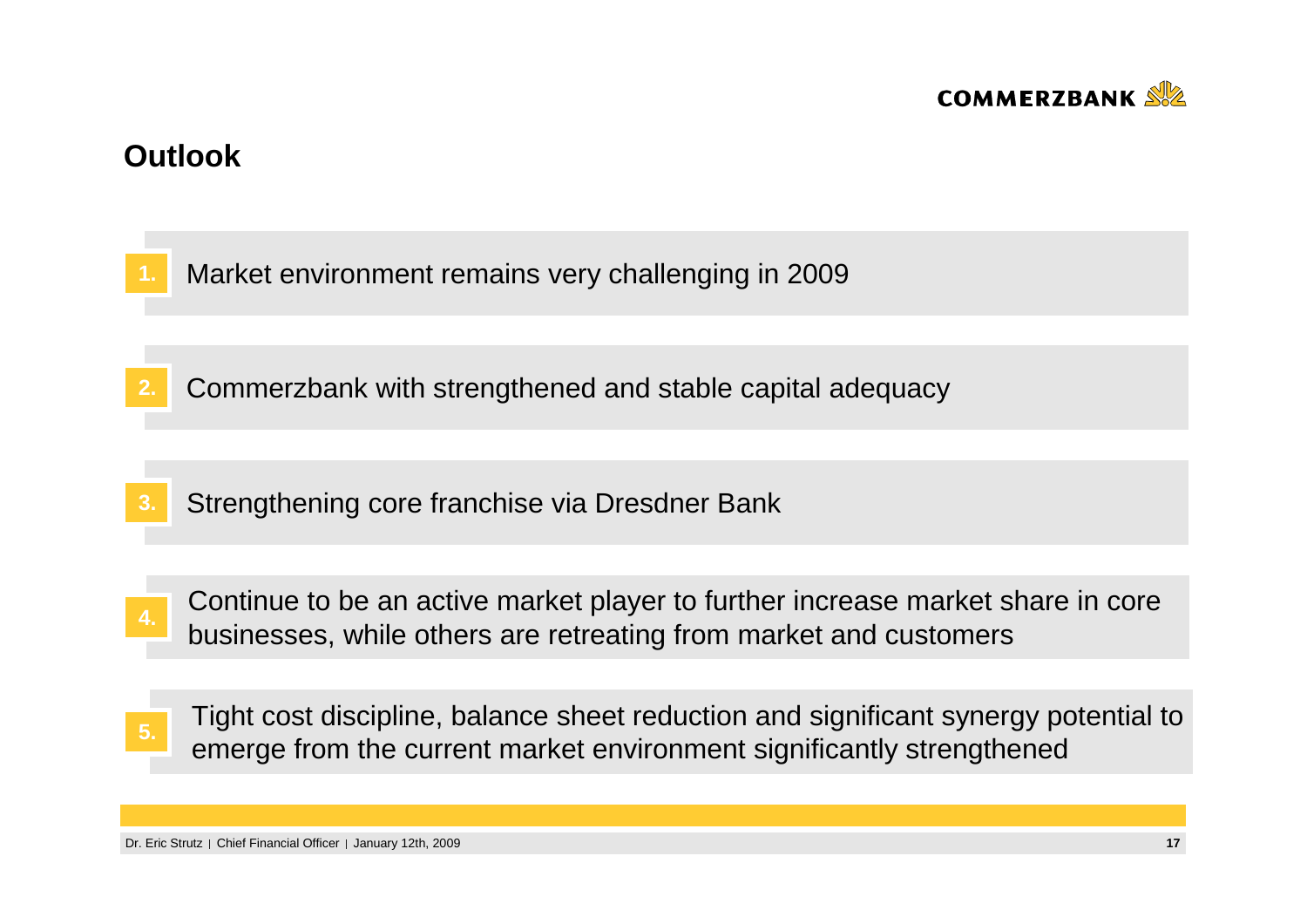# Outlook

1. Market environment remains very challenging in 2009

2. Commerzbank with strengthened and stable capital adequacy

3. Strengthening core franchise via Dresdner Bank

4. Continue to be an active market player to further increase market share in core businesses, while others are retreating from market and customers

5. Tight cost discipline, balance sheet reduction and significant synergy potential to emerge from the current market environment significantly strengthened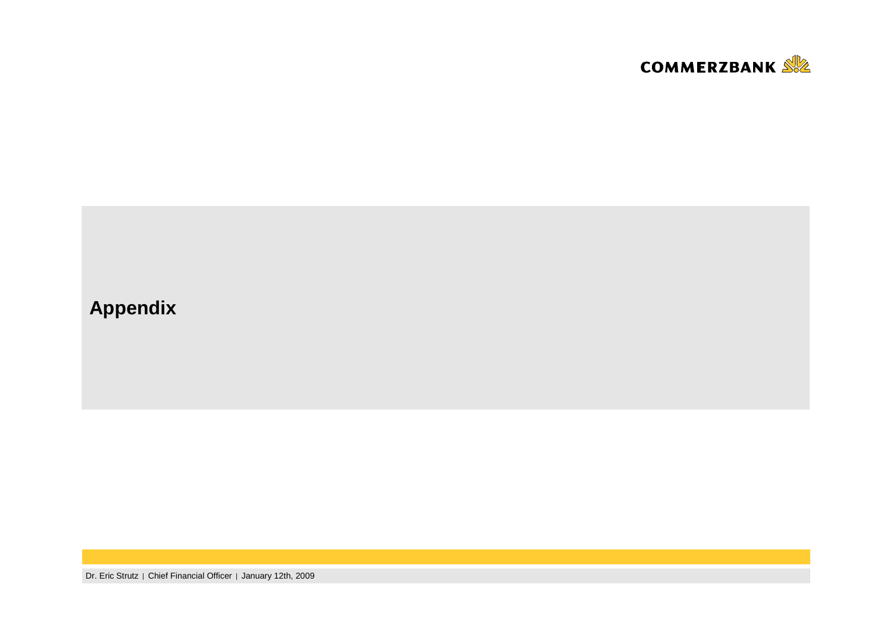# Appendix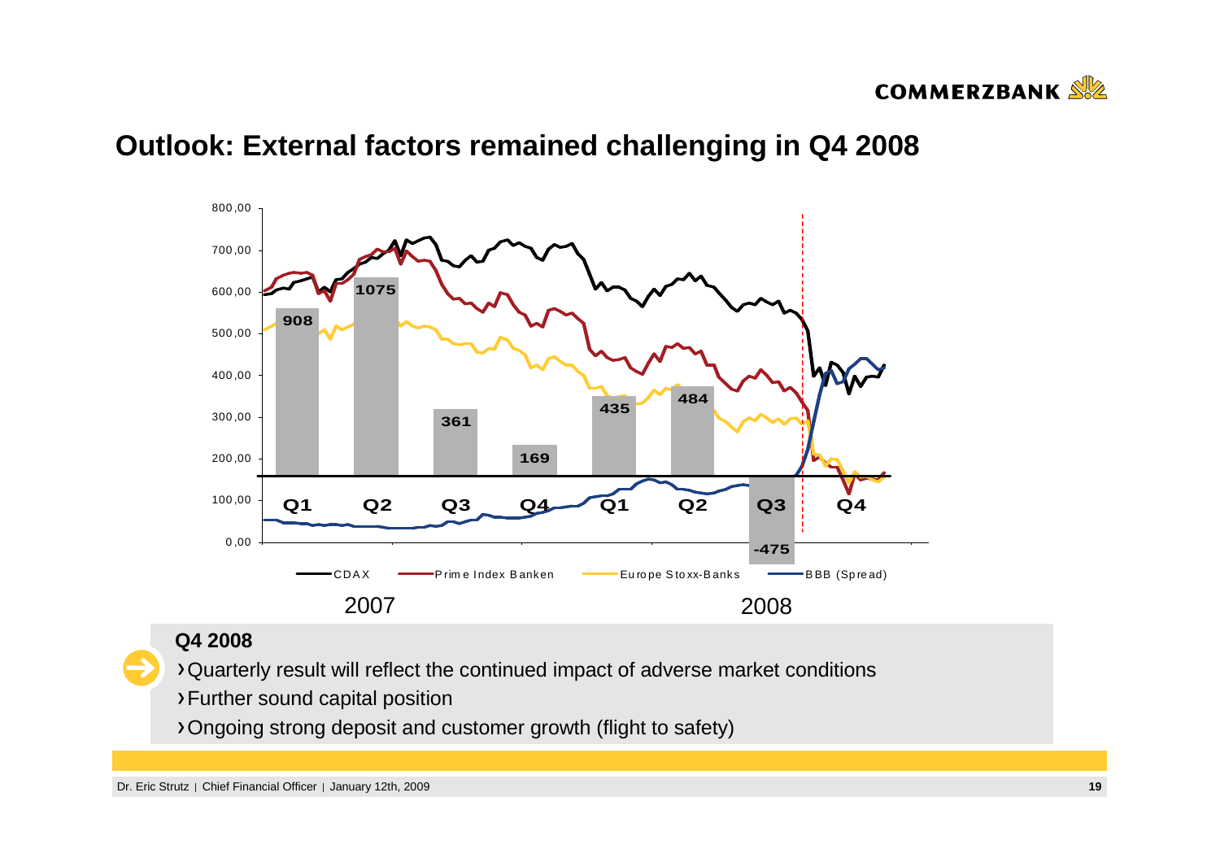## Outlook: External factors remained challenging in Q4 2008

**Q4 2008**

- Quarterly result will reflect the continued impact of adverse market conditions
- Further sound capital position
- Ongoing strong deposit and customer growth (flight to safety)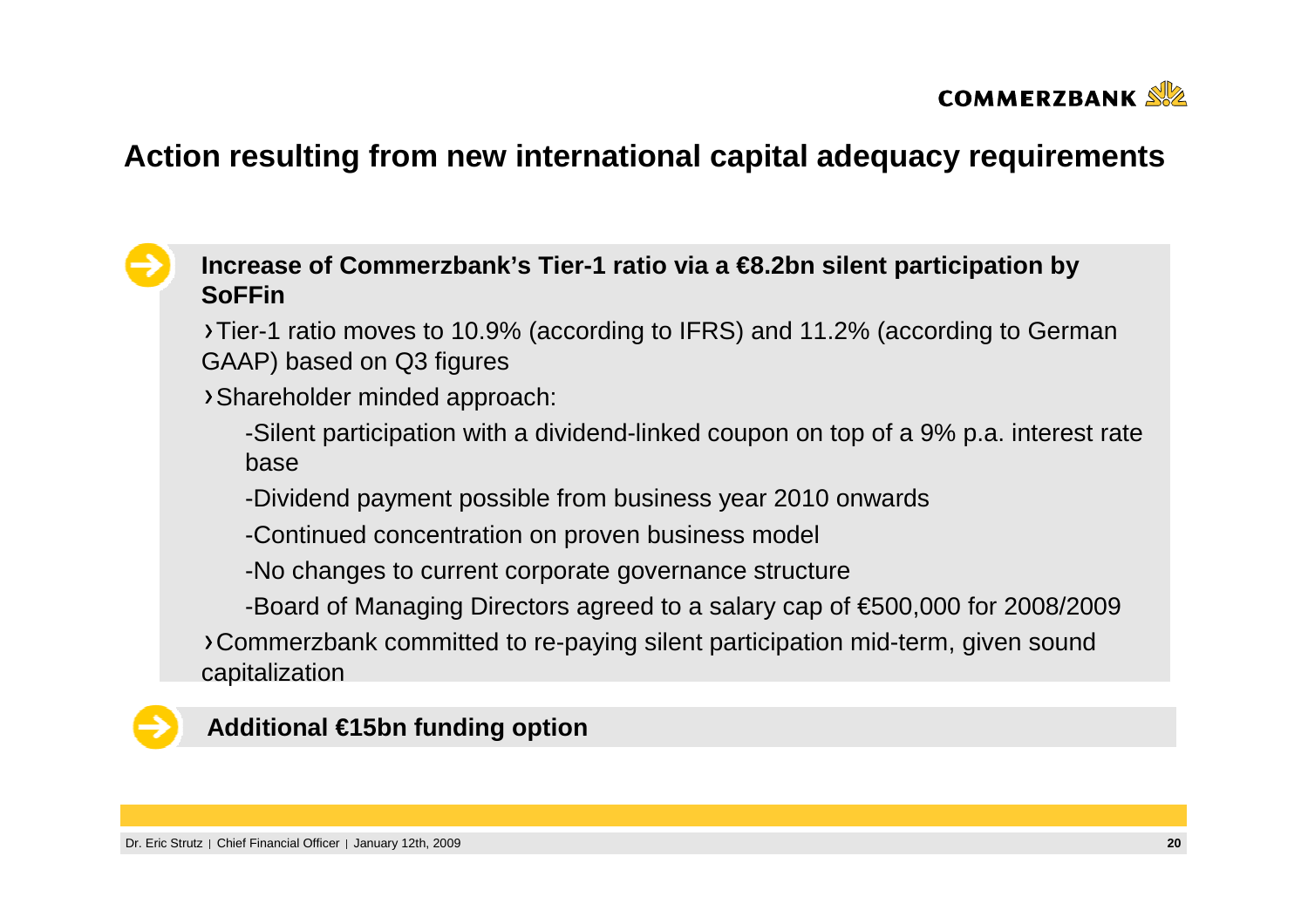# Action resulting from new international capital adequacy requirements

**Increase of Commerzbank's Tier-1 ratio via a €8.2bn silent participation by SoFFin**

- Tier-1 ratio moves to 10.9% (according to IFRS) and 11.2% (according to German GAAP) based on Q3 figures
- Shareholder minded approach:
  - Silent participation with a dividend-linked coupon on top of a 9% p.a. interest rate base
  - Dividend payment possible from business year 2010 onwards
  - Continued concentration on proven business model
  - No changes to current corporate governance structure
  - Board of Managing Directors agreed to a salary cap of €500,000 for 2008/2009
- Commerzbank committed to re-paying silent participation mid-term, given sound capitalization

**Additional €15bn funding option**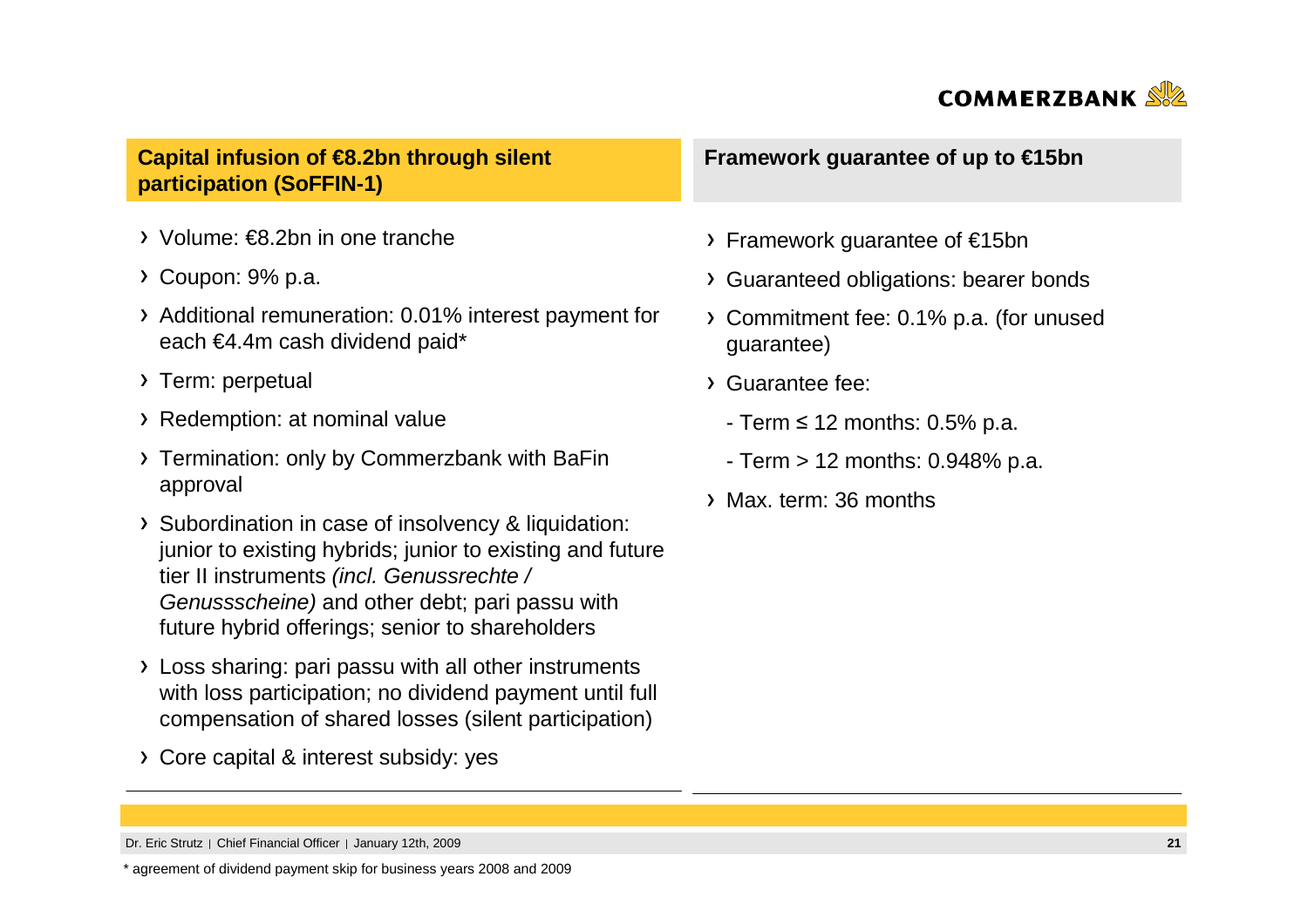## Capital infusion of €8.2bn through silent participation (SoFFIN-1)

- Volume: €8.2bn in one tranche
- Coupon: 9% p.a.
- Additional remuneration: 0.01% interest payment for each €4.4m cash dividend paid*
- Term: perpetual
- Redemption: at nominal value
- Termination: only by Commerzbank with BaFin approval
- Subordination in case of insolvency & liquidation: junior to existing hybrids; junior to existing and future tier II instruments *(incl. Genussrechte / Genussscheine)* and other debt; pari passu with future hybrid offerings; senior to shareholders
- Loss sharing: pari passu with all other instruments with loss participation; no dividend payment until full compensation of shared losses (silent participation)
- Core capital & interest subsidy: yes

## Framework guarantee of up to €15bn

- Framework guarantee of €15bn
- Guaranteed obligations: bearer bonds
- Commitment fee: 0.1% p.a. (for unused guarantee)
- Guarantee fee:
  - Term ≤ 12 months: 0.5% p.a.
  - Term > 12 months: 0.948% p.a.
- Max. term: 36 months

Dr. Eric Strutz | Chief Financial Officer | January 12th, 2009

* agreement of dividend payment skip for business years 2008 and 2009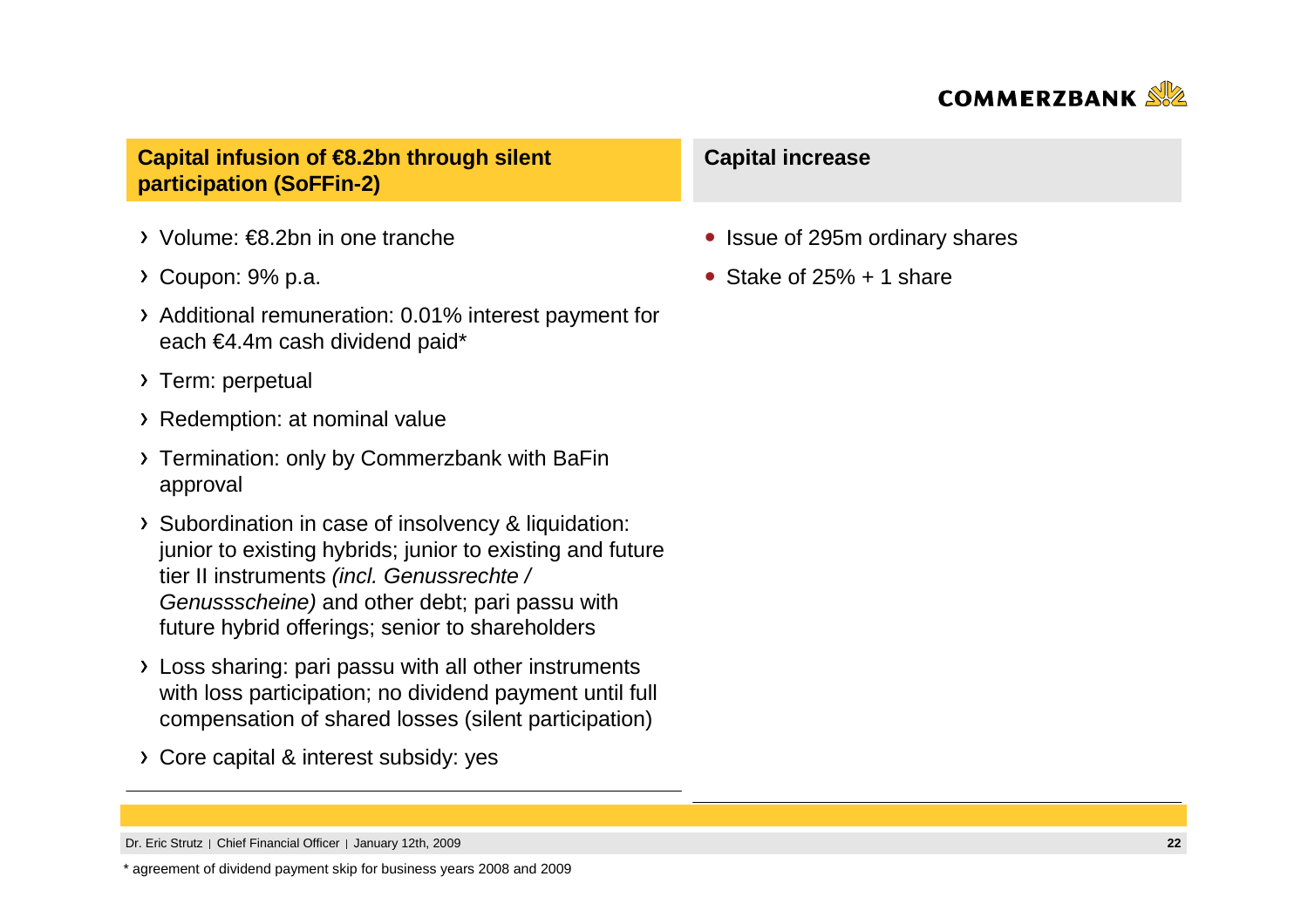## Capital infusion of €8.2bn through silent participation (SoFFin-2)

- Volume: €8.2bn in one tranche
- Coupon: 9% p.a.
- Additional remuneration: 0.01% interest payment for each €4.4m cash dividend paid*
- Term: perpetual
- Redemption: at nominal value
- Termination: only by Commerzbank with BaFin approval
- Subordination in case of insolvency & liquidation: junior to existing hybrids; junior to existing and future tier II instruments *(incl. Genussrechte / Genussscheine)* and other debt; pari passu with future hybrid offerings; senior to shareholders
- Loss sharing: pari passu with all other instruments with loss participation; no dividend payment until full compensation of shared losses (silent participation)
- Core capital & interest subsidy: yes

## Capital increase

- Issue of 295m ordinary shares
- Stake of 25% + 1 share

Dr. Eric Strutz | Chief Financial Officer | January 12th, 2009

* agreement of dividend payment skip for business years 2008 and 2009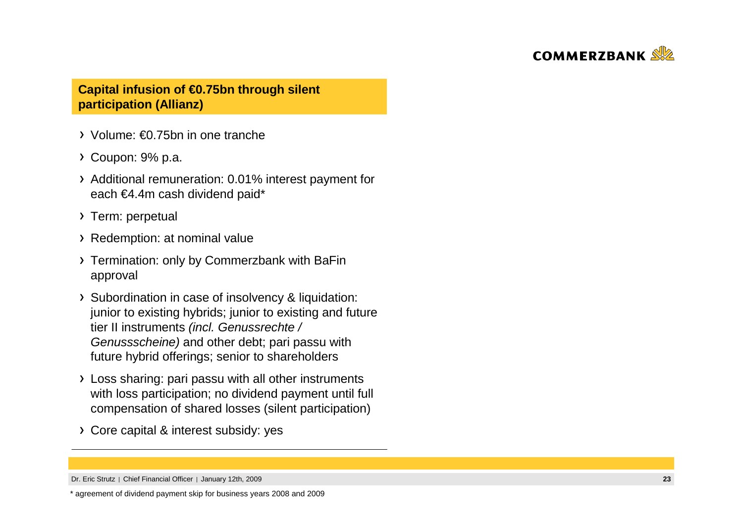## Capital infusion of €0.75bn through silent participation (Allianz)

- Volume: €0.75bn in one tranche
- Coupon: 9% p.a.
- Additional remuneration: 0.01% interest payment for each €4.4m cash dividend paid*
- Term: perpetual
- Redemption: at nominal value
- Termination: only by Commerzbank with BaFin approval
- Subordination in case of insolvency & liquidation: junior to existing hybrids; junior to existing and future tier II instruments *(incl. Genussrechte / Genussscheine)* and other debt; pari passu with future hybrid offerings; senior to shareholders
- Loss sharing: pari passu with all other instruments with loss participation; no dividend payment until full compensation of shared losses (silent participation)
- Core capital & interest subsidy: yes

\* agreement of dividend payment skip for business years 2008 and 2009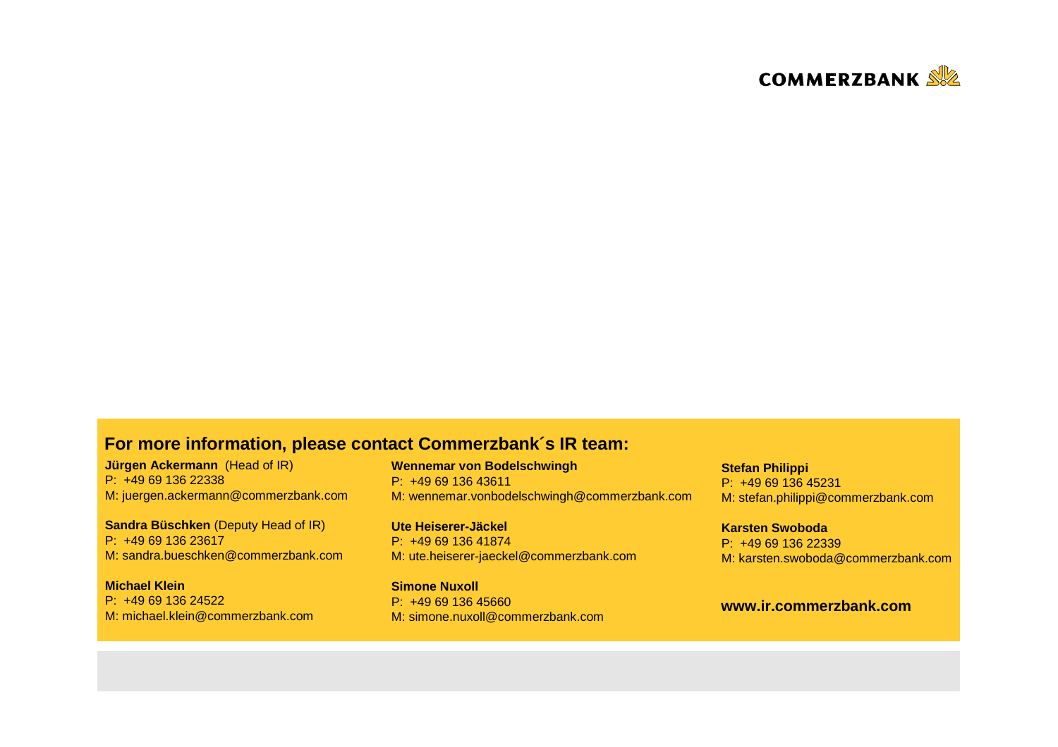COMMERZBANK

## For more information, please contact Commerzbank´s IR team:

**Jürgen Ackermann** (Head of IR)
P: +49 69 136 22338
M: juergen.ackermann@commerzbank.com

**Sandra Büschken** (Deputy Head of IR)
P: +49 69 136 23617
M: sandra.bueschken@commerzbank.com

**Michael Klein**
P: +49 69 136 24522
M: michael.klein@commerzbank.com

**Wennemar von Bodelschwingh**
P: +49 69 136 43611
M: wennemar.vonbodelschwingh@commerzbank.com

**Ute Heiserer-Jäckel**
P: +49 69 136 41874
M: ute.heiserer-jaeckel@commerzbank.com

**Simone Nuxoll**
P: +49 69 136 45660
M: simone.nuxoll@commerzbank.com

**Stefan Philippi**
P: +49 69 136 45231
M: stefan.philippi@commerzbank.com

**Karsten Swoboda**
P: +49 69 136 22339
M: karsten.swoboda@commerzbank.com

**www.ir.commerzbank.com**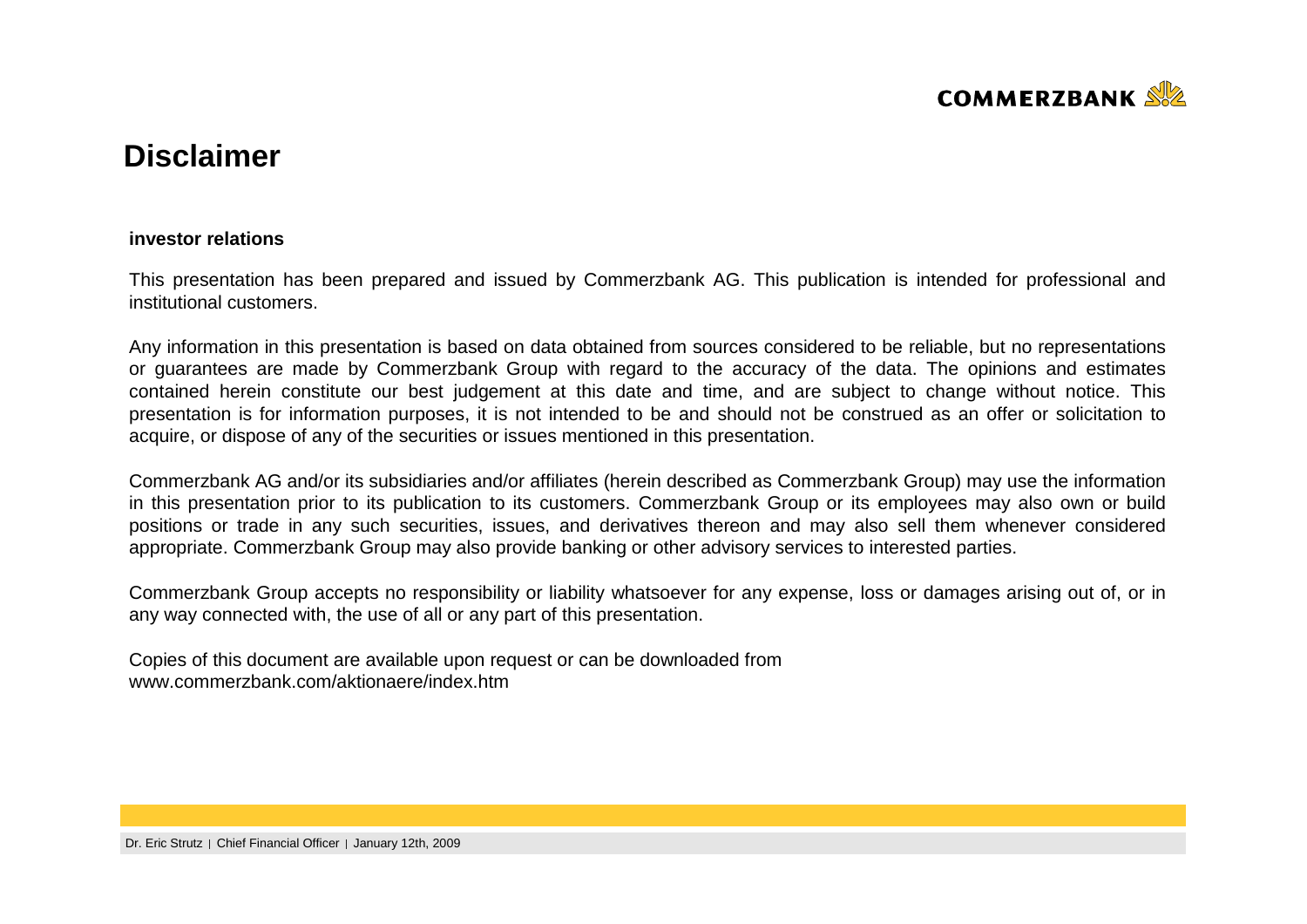# Disclaimer

**investor relations**

This presentation has been prepared and issued by Commerzbank AG. This publication is intended for professional and institutional customers.

Any information in this presentation is based on data obtained from sources considered to be reliable, but no representations or guarantees are made by Commerzbank Group with regard to the accuracy of the data. The opinions and estimates contained herein constitute our best judgement at this date and time, and are subject to change without notice. This presentation is for information purposes, it is not intended to be and should not be construed as an offer or solicitation to acquire, or dispose of any of the securities or issues mentioned in this presentation.

Commerzbank AG and/or its subsidiaries and/or affiliates (herein described as Commerzbank Group) may use the information in this presentation prior to its publication to its customers. Commerzbank Group or its employees may also own or build positions or trade in any such securities, issues, and derivatives thereon and may also sell them whenever considered appropriate. Commerzbank Group may also provide banking or other advisory services to interested parties.

Commerzbank Group accepts no responsibility or liability whatsoever for any expense, loss or damages arising out of, or in any way connected with, the use of all or any part of this presentation.

Copies of this document are available upon request or can be downloaded from
www.commerzbank.com/aktionaere/index.htm